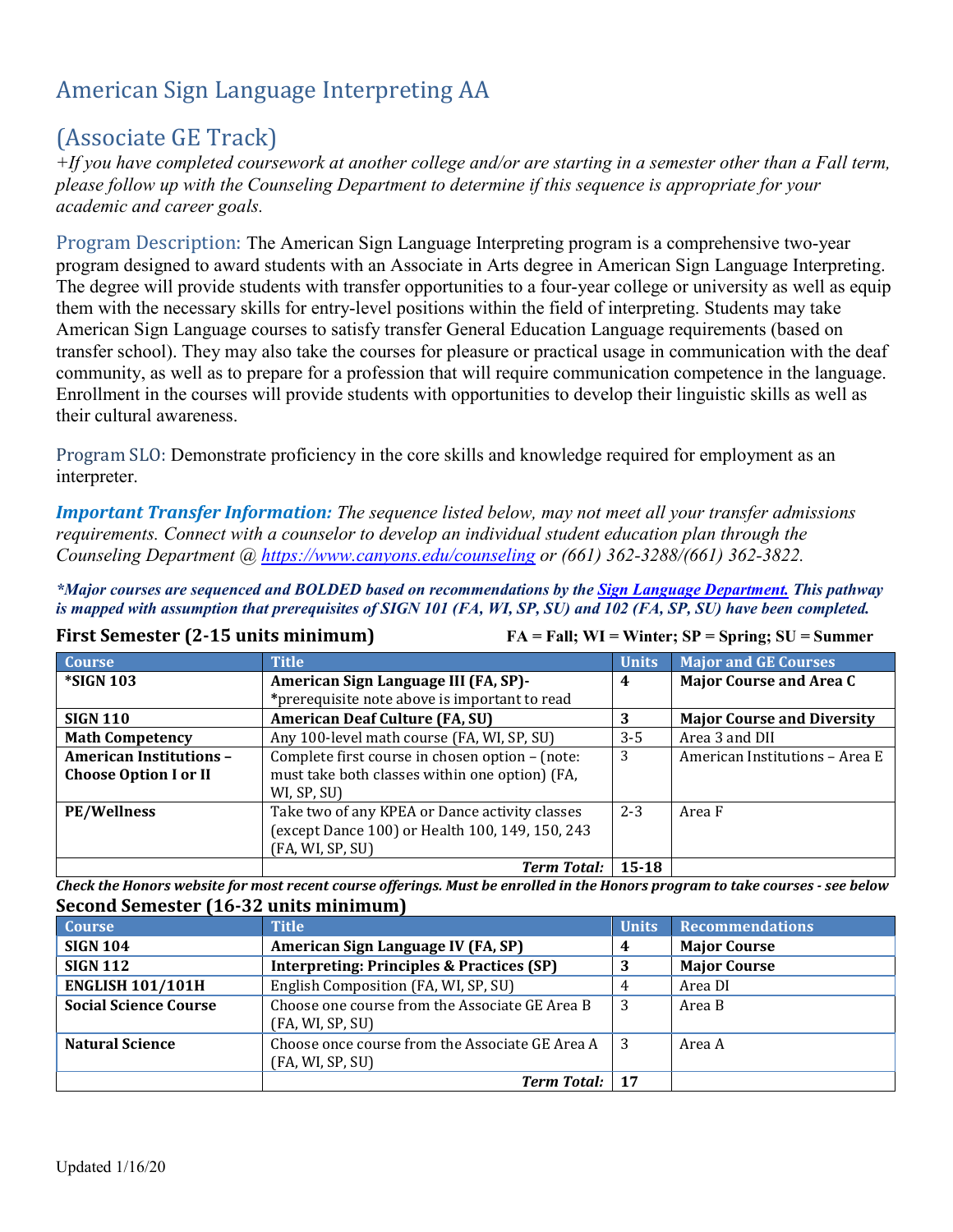# American Sign Language Interpreting AA

# (Associate GE Track)

*+If you have completed coursework at another college and/or are starting in a semester other than a Fall term, please follow up with the Counseling Department to determine if this sequence is appropriate for your academic and career goals.*

Program Description: The American Sign Language Interpreting program is a comprehensive two-year program designed to award students with an Associate in Arts degree in American Sign Language Interpreting. The degree will provide students with transfer opportunities to a four-year college or university as well as equip them with the necessary skills for entry-level positions within the field of interpreting. Students may take American Sign Language courses to satisfy transfer General Education Language requirements (based on transfer school). They may also take the courses for pleasure or practical usage in communication with the deaf community, as well as to prepare for a profession that will require communication competence in the language. Enrollment in the courses will provide students with opportunities to develop their linguistic skills as well as their cultural awareness.

Program SLO: Demonstrate proficiency in the core skills and knowledge required for employment as an interpreter.

***Important Transfer Information:*** *The sequence listed below, may not meet all your transfer admissions requirements. Connect with a counselor to develop an individual student education plan through the Counseling Department @ https://www.canyons.edu/counseling or (661) 362-3288/(661) 362-3822.*

***\*Major courses are sequenced and BOLDED based on recommendations by the Sign Language Department. This pathway is mapped with assumption that prerequisites of SIGN 101 (FA, WI, SP, SU) and 102 (FA, SP, SU) have been completed.***

## First Semester (2-15 units minimum)

**FA = Fall; WI = Winter; SP = Spring; SU = Summer**

| Course | Title | Units | Major and GE Courses |
|---|---|---|---|
| **\*SIGN 103** | **American Sign Language III (FA, SP)-** *prerequisite note above is important to read | **4** | **Major Course and Area C** |
| **SIGN 110** | **American Deaf Culture (FA, SU)** | **3** | **Major Course and Diversity** |
| **Math Competency** | Any 100-level math course (FA, WI, SP, SU) | 3-5 | Area 3 and DII |
| **American Institutions – Choose Option I or II** | Complete first course in chosen option – (note: must take both classes within one option) (FA, WI, SP, SU) | 3 | American Institutions – Area E |
| **PE/Wellness** | Take two of any KPEA or Dance activity classes (except Dance 100) or Health 100, 149, 150, 243 (FA, WI, SP, SU) | 2-3 | Area F |
| | ***Term Total:*** | **15-18** | |

***Check the Honors website for most recent course offerings. Must be enrolled in the Honors program to take courses - see below***

## Second Semester (16-32 units minimum)

| Course | Title | Units | Recommendations |
|---|---|---|---|
| **SIGN 104** | **American Sign Language IV (FA, SP)** | **4** | **Major Course** |
| **SIGN 112** | **Interpreting: Principles & Practices (SP)** | **3** | **Major Course** |
| **ENGLISH 101/101H** | English Composition (FA, WI, SP, SU) | 4 | Area DI |
| **Social Science Course** | Choose one course from the Associate GE Area B (FA, WI, SP, SU) | 3 | Area B |
| **Natural Science** | Choose once course from the Associate GE Area A (FA, WI, SP, SU) | 3 | Area A |
| | ***Term Total:*** | **17** | |

Updated 1/16/20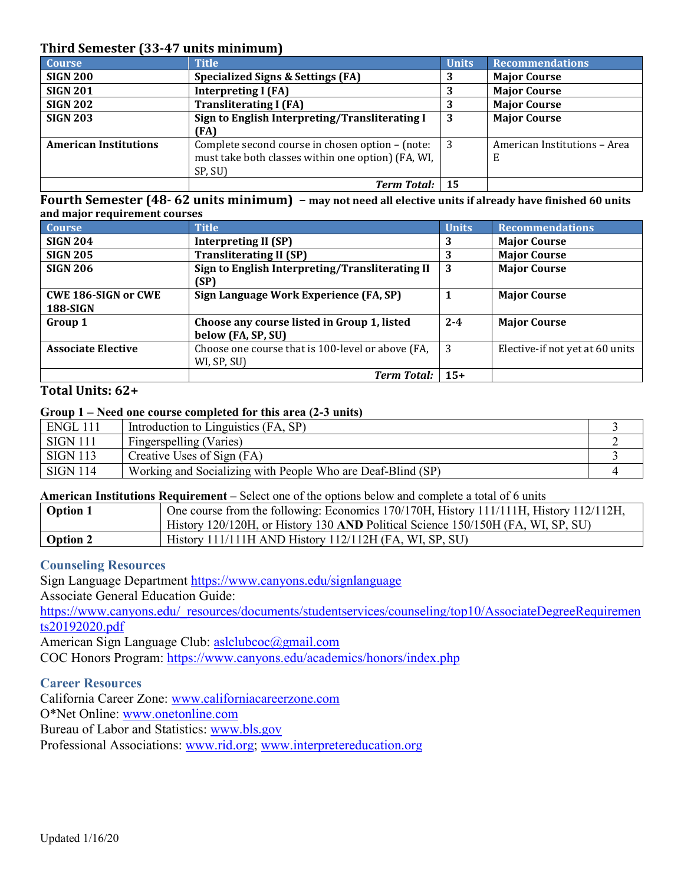## Third Semester (33-47 units minimum)

| Course | Title | Units | Recommendations |
|---|---|---|---|
| **SIGN 200** | **Specialized Signs & Settings (FA)** | **3** | **Major Course** |
| **SIGN 201** | **Interpreting I (FA)** | **3** | **Major Course** |
| **SIGN 202** | **Transliterating I (FA)** | **3** | **Major Course** |
| **SIGN 203** | **Sign to English Interpreting/Transliterating I (FA)** | **3** | **Major Course** |
| **American Institutions** | Complete second course in chosen option – (note: must take both classes within one option) (FA, WI, SP, SU) | 3 | American Institutions – Area E |
| | ***Term Total:*** | **15** | |

## Fourth Semester (48- 62 units minimum) – may not need all elective units if already have finished 60 units and major requirement courses

| Course | Title | Units | Recommendations |
|---|---|---|---|
| **SIGN 204** | **Interpreting II (SP)** | **3** | **Major Course** |
| **SIGN 205** | **Transliterating II (SP)** | **3** | **Major Course** |
| **SIGN 206** | **Sign to English Interpreting/Transliterating II (SP)** | **3** | **Major Course** |
| **CWE 186-SIGN or CWE 188-SIGN** | **Sign Language Work Experience (FA, SP)** | **1** | **Major Course** |
| **Group 1** | **Choose any course listed in Group 1, listed below (FA, SP, SU)** | **2-4** | **Major Course** |
| **Associate Elective** | Choose one course that is 100-level or above (FA, WI, SP, SU) | 3 | Elective-if not yet at 60 units |
| | ***Term Total:*** | **15+** | |

**Total Units: 62+**

**Group 1 – Need one course completed for this area (2-3 units)**

| | | |
|---|---|---|
| ENGL 111 | Introduction to Linguistics (FA, SP) | 3 |
| SIGN 111 | Fingerspelling (Varies) | 2 |
| SIGN 113 | Creative Uses of Sign (FA) | 3 |
| SIGN 114 | Working and Socializing with People Who are Deaf-Blind (SP) | 4 |

**American Institutions Requirement** – Select one of the options below and complete a total of 6 units

| | |
|---|---|
| **Option 1** | One course from the following: Economics 170/170H, History 111/111H, History 112/112H, History 120/120H, or History 130 **AND** Political Science 150/150H (FA, WI, SP, SU) |
| **Option 2** | History 111/111H AND History 112/112H (FA, WI, SP, SU) |

### Counseling Resources

Sign Language Department https://www.canyons.edu/signlanguage
Associate General Education Guide:
https://www.canyons.edu/_resources/documents/studentservices/counseling/top10/AssociateDegreeRequirements20192020.pdf
American Sign Language Club: aslclubcoc@gmail.com
COC Honors Program: https://www.canyons.edu/academics/honors/index.php

### Career Resources

California Career Zone: www.californiacareerzone.com
O*Net Online: www.onetonline.com
Bureau of Labor and Statistics: www.bls.gov
Professional Associations: www.rid.org; www.interpretereducation.org

Updated 1/16/20